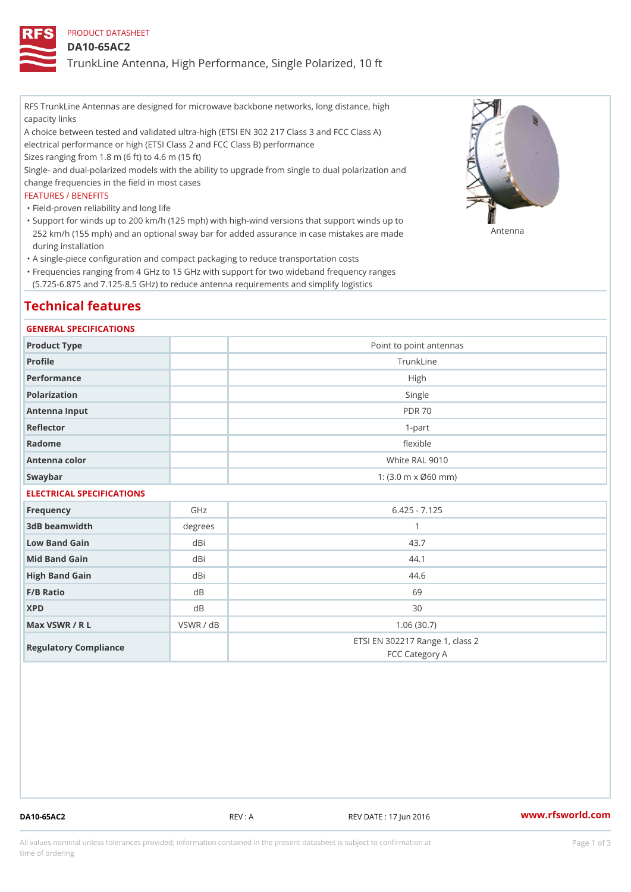PRODUCT DATASHEET

# DA10-65AC2

## TrunkLine Antenna, High Performance, Single Polarized, 10 ft

RFS TrunkLine Antennas are designed for microwave backbone networks, long distance, high capacity links

A choice between tested and validated ultra-high (ETSI EN 302 217 Class 3 and FCC Class A) electrical performance or high (ETSI Class 2 and FCC Class B) performance

Sizes ranging from 1.8 m (6 ft) to 4.6 m (15 ft)

Single- and dual-polarized models with the ability to upgrade from single to dual polarization and change frequencies in the field in most cases

FEATURES / BENEFITS

- Field-proven reliability and long life
- Support for winds up to 200 km/h (125 mph) with high-wind versions that support winds up to 252 km/h (155 mph) and an optional sway bar for added assurance in case mistakes are made during installation
- A single-piece configuration and compact packaging to reduce transportation costs
- Frequencies ranging from 4 GHz to 15 GHz with support for two wideband frequency ranges (5.725-6.875 and 7.125-8.5 GHz) to reduce antenna requirements and simplify logistics

Antenna

## Technical features

### GENERAL SPECIFICATIONS

| | | |
|---|---|---|
| Product Type | | Point to point antennas |
| Profile | | TrunkLine |
| Performance | | High |
| Polarization | | Single |
| Antenna Input | | PDR 70 |
| Reflector | | 1-part |
| Radome | | flexible |
| Antenna color | | White RAL 9010 |
| Swaybar | | 1: (3.0 m x Ø60 mm) |

### ELECTRICAL SPECIFICATIONS

| | | |
|---|---|---|
| Frequency | GHz | 6.425 - 7.125 |
| 3dB beamwidth | degrees | 1 |
| Low Band Gain | dBi | 43.7 |
| Mid Band Gain | dBi | 44.1 |
| High Band Gain | dBi | 44.6 |
| F/B Ratio | dB | 69 |
| XPD | dB | 30 |
| Max VSWR / R L | VSWR / dB | 1.06 (30.7) |
| Regulatory Compliance | | ETSI EN 302217 Range 1, class 2<br>FCC Category A |

DA10-65AC2 REV : A REV DATE : 17 Jun 2016 www.rfsworld.com

All values nominal unless tolerances provided; information contained in the present datasheet is subject to confirmation at time of ordering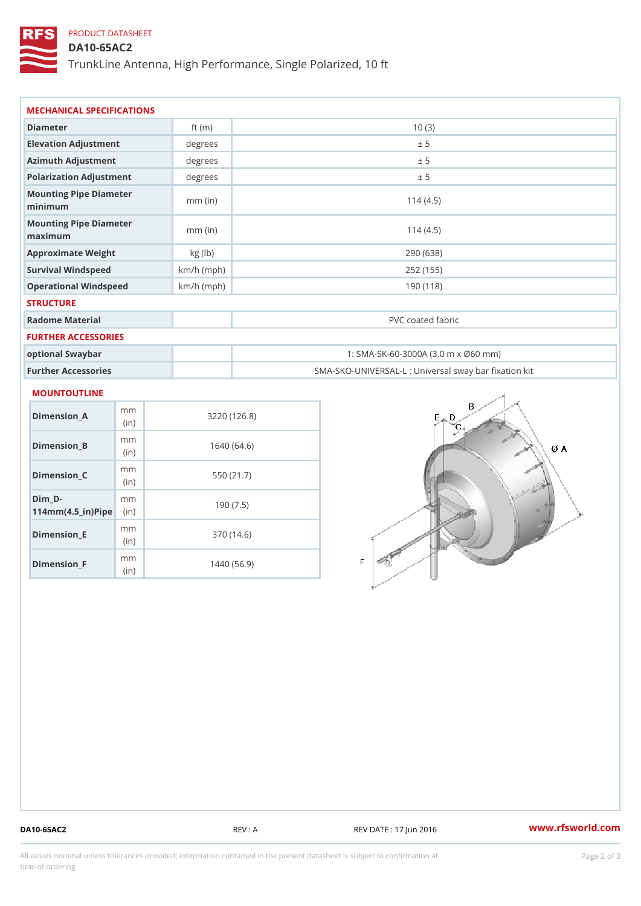PRODUCT DATASHEET

# DA10-65AC2

TrunkLine Antenna, High Performance, Single Polarized, 10 ft

## MECHANICAL SPECIFICATIONS

| | | |
|---|---|---|
| Diameter | ft (m) | 10 (3) |
| Elevation Adjustment | degrees | ± 5 |
| Azimuth Adjustment | degrees | ± 5 |
| Polarization Adjustment | degrees | ± 5 |
| Mounting Pipe Diameter minimum | mm (in) | 114 (4.5) |
| Mounting Pipe Diameter maximum | mm (in) | 114 (4.5) |
| Approximate Weight | kg (lb) | 290 (638) |
| Survival Windspeed | km/h (mph) | 252 (155) |
| Operational Windspeed | km/h (mph) | 190 (118) |

## STRUCTURE

| | | |
|---|---|---|
| Radome Material | | PVC coated fabric |

## FURTHER ACCESSORIES

| | | |
|---|---|---|
| optional Swaybar | | 1: SMA-SK-60-3000A (3.0 m x Ø60 mm) |
| Further Accessories | | SMA-SKO-UNIVERSAL-L : Universal sway bar fixation kit |

## MOUNTOUTLINE

| | | |
|---|---|---|
| Dimension_A | mm (in) | 3220 (126.8) |
| Dimension_B | mm (in) | 1640 (64.6) |
| Dimension_C | mm (in) | 550 (21.7) |
| Dim_D-114mm(4.5_in)Pipe | mm (in) | 190 (7.5) |
| Dimension_E | mm (in) | 370 (14.6) |
| Dimension_F | mm (in) | 1440 (56.9) |

DA10-65AC2 REV : A REV DATE : 17 Jun 2016 www.rfsworld.com

All values nominal unless tolerances provided; information contained in the present datasheet is subject to confirmation at time of ordering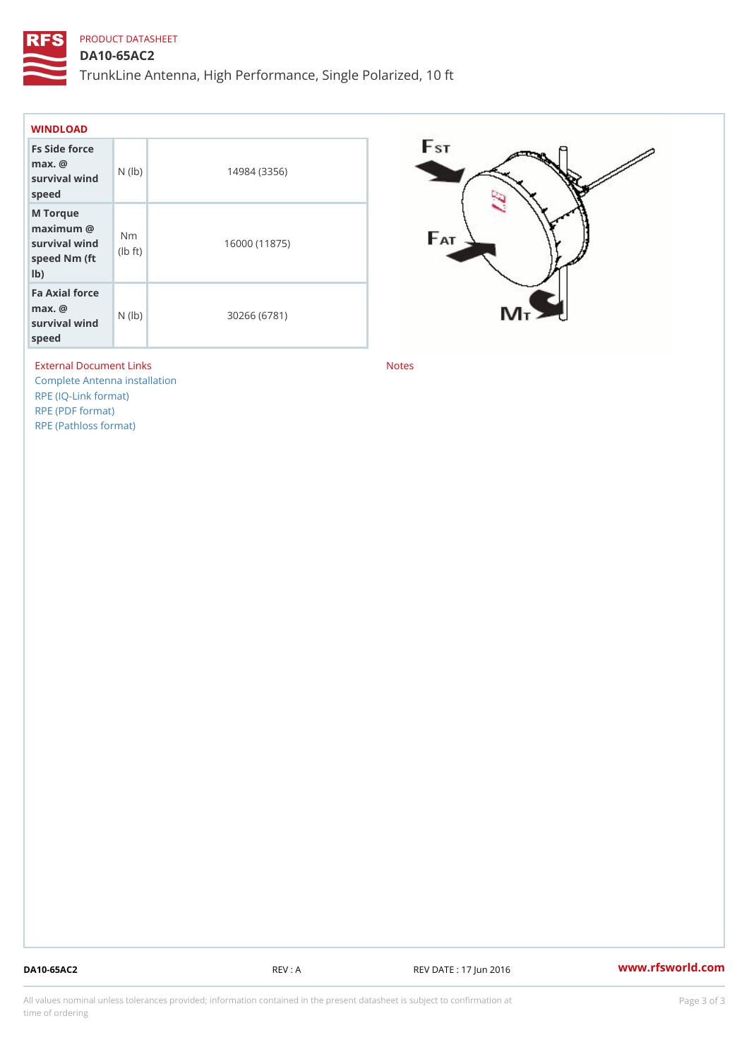PRODUCT DATASHEET

# DA10-65AC2

TrunkLine Antenna, High Performance, Single Polarized, 10 ft

## WINDLOAD

| | | |
|---|---|---|
| Fs Side force max. @ survival wind speed | N (lb) | 14984 (3356) |
| M Torque maximum @ survival wind speed Nm (ft lb) | Nm (lb ft) | 16000 (11875) |
| Fa Axial force max. @ survival wind speed | N (lb) | 30266 (6781) |

FST
FAT
MT

External Document Links

Complete Antenna installation

RPE (IQ-Link format)

RPE (PDF format)

RPE (Pathloss format)

Notes

DA10-65AC2 REV : A REV DATE : 17 Jun 2016 www.rfsworld.com

All values nominal unless tolerances provided; information contained in the present datasheet is subject to confirmation at time of ordering